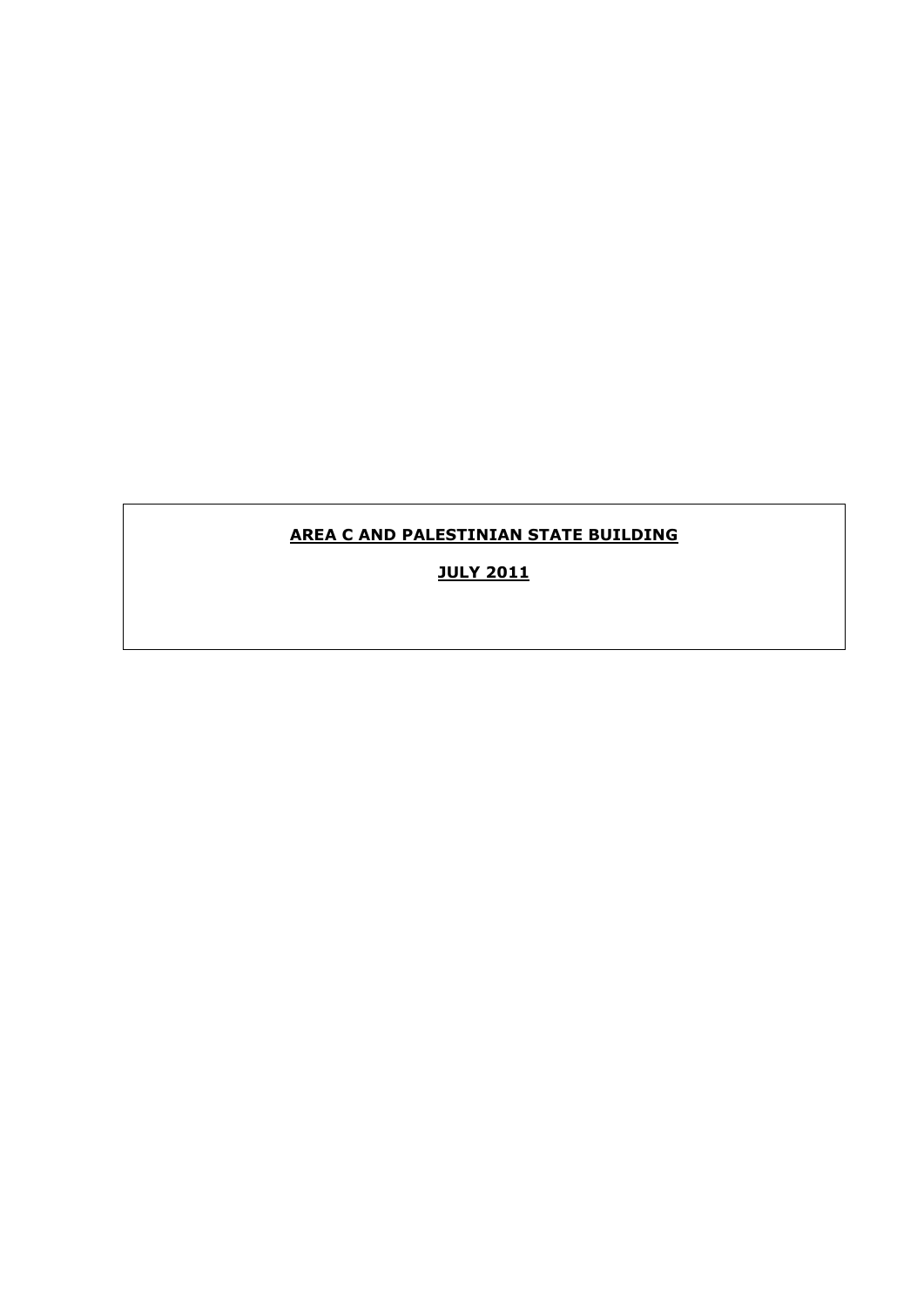# **AREA C AND PALESTINIAN STATE BUILDING**

**JULY 2011**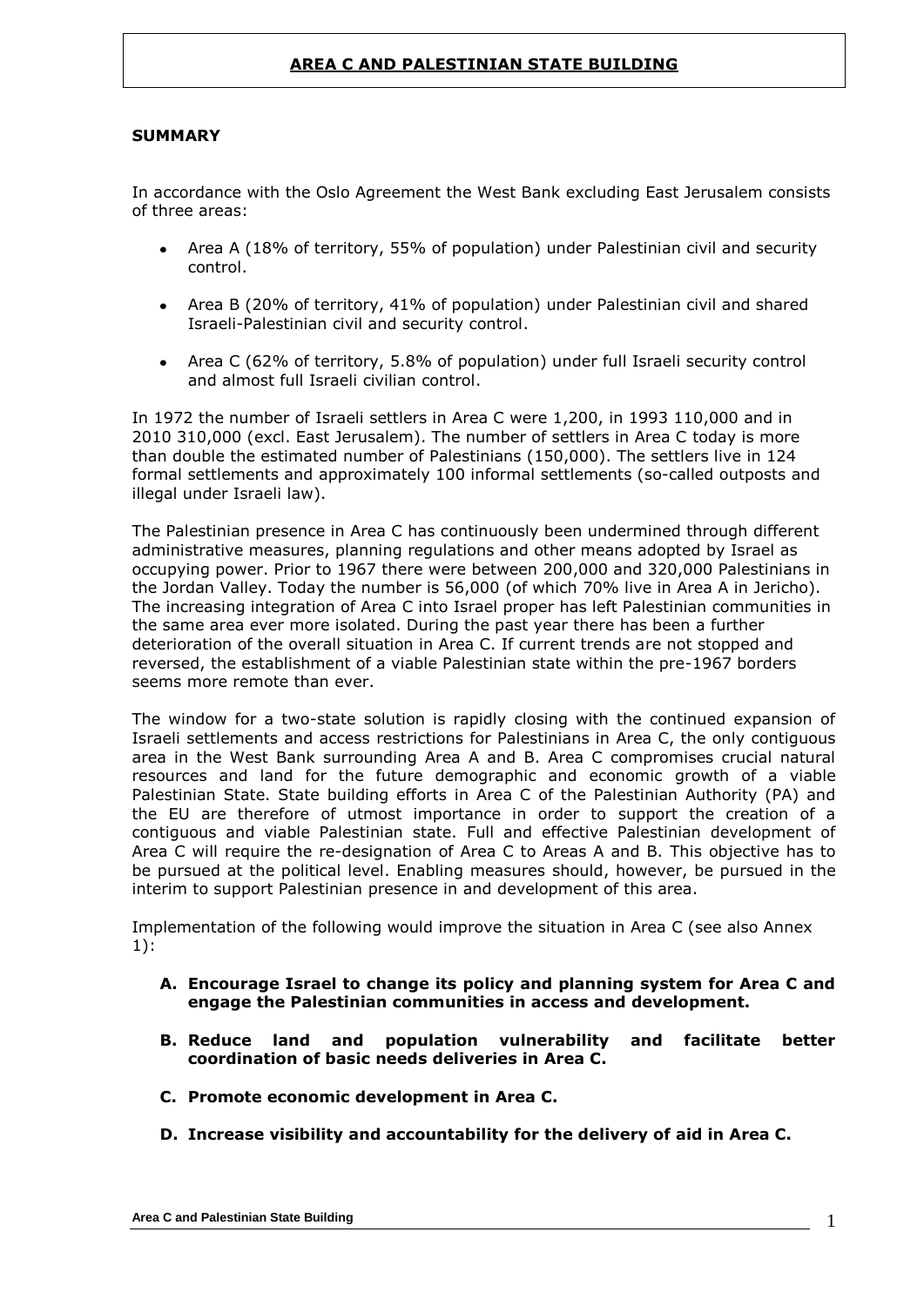# AREA C AND PALESTINIAN STATE BUILDING

## SUMMARY

In accordance with the Oslo Agreement the West Bank excluding East Jerusalem consists of three areas:

- Area A (18% of territory, 55% of population) under Palestinian civil and security control.
- Area B (20% of territory, 41% of population) under Palestinian civil and shared Israeli-Palestinian civil and security control.
- Area C (62% of territory, 5.8% of population) under full Israeli security control and almost full Israeli civilian control.

In 1972 the number of Israeli settlers in Area C were 1,200, in 1993 110,000 and in 2010 310,000 (excl. East Jerusalem). The number of settlers in Area C today is more than double the estimated number of Palestinians (150,000). The settlers live in 124 formal settlements and approximately 100 informal settlements (so-called outposts and illegal under Israeli law).

The Palestinian presence in Area C has continuously been undermined through different administrative measures, planning regulations and other means adopted by Israel as occupying power. Prior to 1967 there were between 200,000 and 320,000 Palestinians in the Jordan Valley. Today the number is 56,000 (of which 70% live in Area A in Jericho). The increasing integration of Area C into Israel proper has left Palestinian communities in the same area ever more isolated. During the past year there has been a further deterioration of the overall situation in Area C. If current trends are not stopped and reversed, the establishment of a viable Palestinian state within the pre-1967 borders seems more remote than ever.

The window for a two-state solution is rapidly closing with the continued expansion of Israeli settlements and access restrictions for Palestinians in Area C, the only contiguous area in the West Bank surrounding Area A and B. Area C compromises crucial natural resources and land for the future demographic and economic growth of a viable Palestinian State. State building efforts in Area C of the Palestinian Authority (PA) and the EU are therefore of utmost importance in order to support the creation of a contiguous and viable Palestinian state. Full and effective Palestinian development of Area C will require the re-designation of Area C to Areas A and B. This objective has to be pursued at the political level. Enabling measures should, however, be pursued in the interim to support Palestinian presence in and development of this area.

Implementation of the following would improve the situation in Area C (see also Annex 1):

**A. Encourage Israel to change its policy and planning system for Area C and engage the Palestinian communities in access and development.**

**B. Reduce land and population vulnerability and facilitate better coordination of basic needs deliveries in Area C.**

**C. Promote economic development in Area C.**

**D. Increase visibility and accountability for the delivery of aid in Area C.**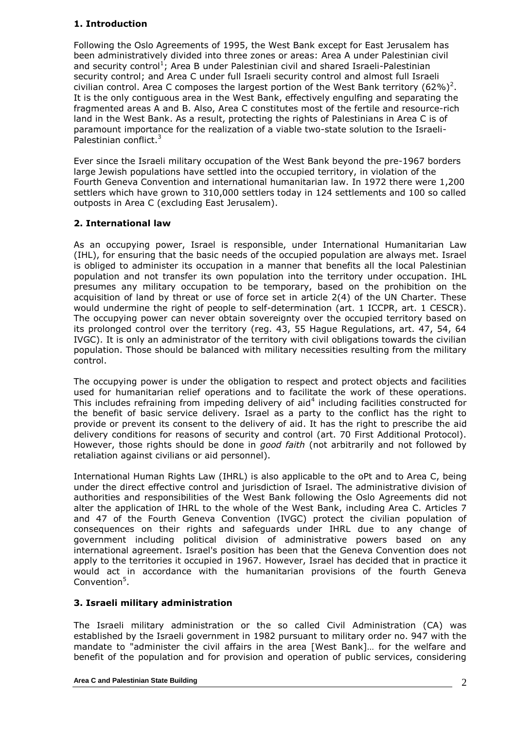## 1. Introduction

Following the Oslo Agreements of 1995, the West Bank except for East Jerusalem has been administratively divided into three zones or areas: Area A under Palestinian civil and security control[1]; Area B under Palestinian civil and shared Israeli-Palestinian security control; and Area C under full Israeli security control and almost full Israeli civilian control. Area C composes the largest portion of the West Bank territory (62%)[2]. It is the only contiguous area in the West Bank, effectively engulfing and separating the fragmented areas A and B. Also, Area C constitutes most of the fertile and resource-rich land in the West Bank. As a result, protecting the rights of Palestinians in Area C is of paramount importance for the realization of a viable two-state solution to the Israeli-Palestinian conflict.[3]

Ever since the Israeli military occupation of the West Bank beyond the pre-1967 borders large Jewish populations have settled into the occupied territory, in violation of the Fourth Geneva Convention and international humanitarian law. In 1972 there were 1,200 settlers which have grown to 310,000 settlers today in 124 settlements and 100 so called outposts in Area C (excluding East Jerusalem).

## 2. International law

As an occupying power, Israel is responsible, under International Humanitarian Law (IHL), for ensuring that the basic needs of the occupied population are always met. Israel is obliged to administer its occupation in a manner that benefits all the local Palestinian population and not transfer its own population into the territory under occupation. IHL presumes any military occupation to be temporary, based on the prohibition on the acquisition of land by threat or use of force set in article 2(4) of the UN Charter. These would undermine the right of people to self-determination (art. 1 ICCPR, art. 1 CESCR). The occupying power can never obtain sovereignty over the occupied territory based on its prolonged control over the territory (reg. 43, 55 Hague Regulations, art. 47, 54, 64 IVGC). It is only an administrator of the territory with civil obligations towards the civilian population. Those should be balanced with military necessities resulting from the military control.

The occupying power is under the obligation to respect and protect objects and facilities used for humanitarian relief operations and to facilitate the work of these operations. This includes refraining from impeding delivery of aid[4] including facilities constructed for the benefit of basic service delivery. Israel as a party to the conflict has the right to provide or prevent its consent to the delivery of aid. It has the right to prescribe the aid delivery conditions for reasons of security and control (art. 70 First Additional Protocol). However, those rights should be done in *good faith* (not arbitrarily and not followed by retaliation against civilians or aid personnel).

International Human Rights Law (IHRL) is also applicable to the oPt and to Area C, being under the direct effective control and jurisdiction of Israel. The administrative division of authorities and responsibilities of the West Bank following the Oslo Agreements did not alter the application of IHRL to the whole of the West Bank, including Area C. Articles 7 and 47 of the Fourth Geneva Convention (IVGC) protect the civilian population of consequences on their rights and safeguards under IHRL due to any change of government including political division of administrative powers based on any international agreement. Israel's position has been that the Geneva Convention does not apply to the territories it occupied in 1967. However, Israel has decided that in practice it would act in accordance with the humanitarian provisions of the fourth Geneva Convention[5].

## 3. Israeli military administration

The Israeli military administration or the so called Civil Administration (CA) was established by the Israeli government in 1982 pursuant to military order no. 947 with the mandate to "administer the civil affairs in the area [West Bank]… for the welfare and benefit of the population and for provision and operation of public services, considering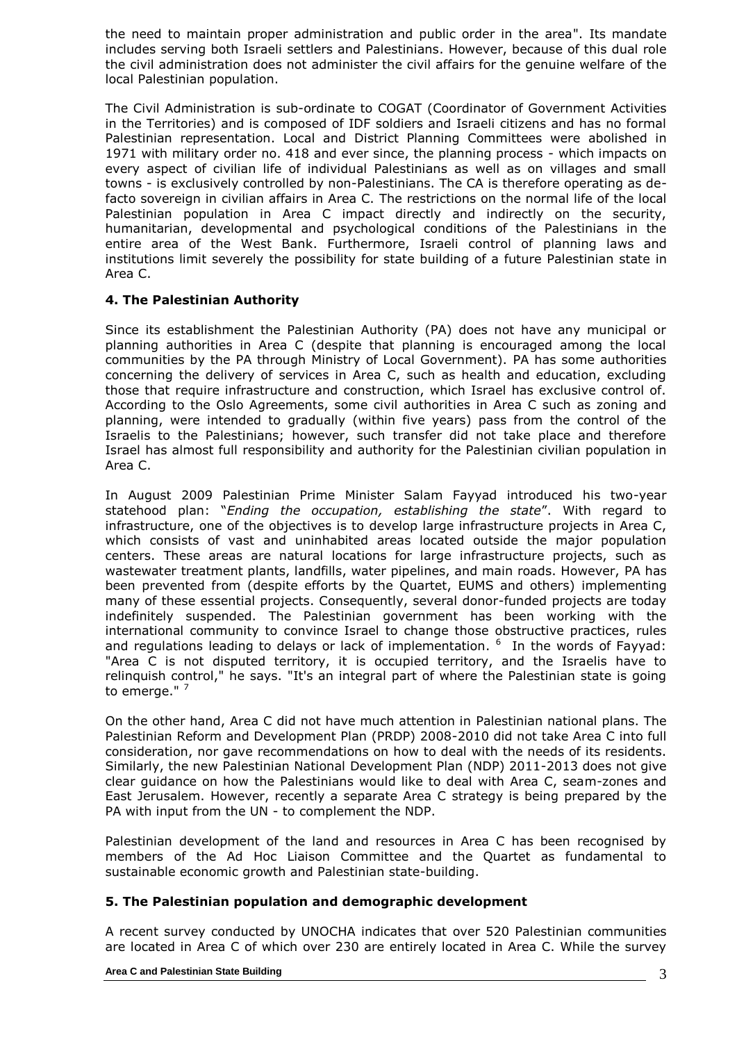the need to maintain proper administration and public order in the area". Its mandate includes serving both Israeli settlers and Palestinians. However, because of this dual role the civil administration does not administer the civil affairs for the genuine welfare of the local Palestinian population.

The Civil Administration is sub-ordinate to COGAT (Coordinator of Government Activities in the Territories) and is composed of IDF soldiers and Israeli citizens and has no formal Palestinian representation. Local and District Planning Committees were abolished in 1971 with military order no. 418 and ever since, the planning process - which impacts on every aspect of civilian life of individual Palestinians as well as on villages and small towns - is exclusively controlled by non-Palestinians. The CA is therefore operating as de-facto sovereign in civilian affairs in Area C. The restrictions on the normal life of the local Palestinian population in Area C impact directly and indirectly on the security, humanitarian, developmental and psychological conditions of the Palestinians in the entire area of the West Bank. Furthermore, Israeli control of planning laws and institutions limit severely the possibility for state building of a future Palestinian state in Area C.

### 4. The Palestinian Authority

Since its establishment the Palestinian Authority (PA) does not have any municipal or planning authorities in Area C (despite that planning is encouraged among the local communities by the PA through Ministry of Local Government). PA has some authorities concerning the delivery of services in Area C, such as health and education, excluding those that require infrastructure and construction, which Israel has exclusive control of. According to the Oslo Agreements, some civil authorities in Area C such as zoning and planning, were intended to gradually (within five years) pass from the control of the Israelis to the Palestinians; however, such transfer did not take place and therefore Israel has almost full responsibility and authority for the Palestinian civilian population in Area C.

In August 2009 Palestinian Prime Minister Salam Fayyad introduced his two-year statehood plan: "*Ending the occupation, establishing the state*". With regard to infrastructure, one of the objectives is to develop large infrastructure projects in Area C, which consists of vast and uninhabited areas located outside the major population centers. These areas are natural locations for large infrastructure projects, such as wastewater treatment plants, landfills, water pipelines, and main roads. However, PA has been prevented from (despite efforts by the Quartet, EUMS and others) implementing many of these essential projects. Consequently, several donor-funded projects are today indefinitely suspended. The Palestinian government has been working with the international community to convince Israel to change those obstructive practices, rules and regulations leading to delays or lack of implementation. [6] In the words of Fayyad: "Area C is not disputed territory, it is occupied territory, and the Israelis have to relinquish control," he says. "It's an integral part of where the Palestinian state is going to emerge." [7]

On the other hand, Area C did not have much attention in Palestinian national plans. The Palestinian Reform and Development Plan (PRDP) 2008-2010 did not take Area C into full consideration, nor gave recommendations on how to deal with the needs of its residents. Similarly, the new Palestinian National Development Plan (NDP) 2011-2013 does not give clear guidance on how the Palestinians would like to deal with Area C, seam-zones and East Jerusalem. However, recently a separate Area C strategy is being prepared by the PA with input from the UN - to complement the NDP.

Palestinian development of the land and resources in Area C has been recognised by members of the Ad Hoc Liaison Committee and the Quartet as fundamental to sustainable economic growth and Palestinian state-building.

### 5. The Palestinian population and demographic development

A recent survey conducted by UNOCHA indicates that over 520 Palestinian communities are located in Area C of which over 230 are entirely located in Area C. While the survey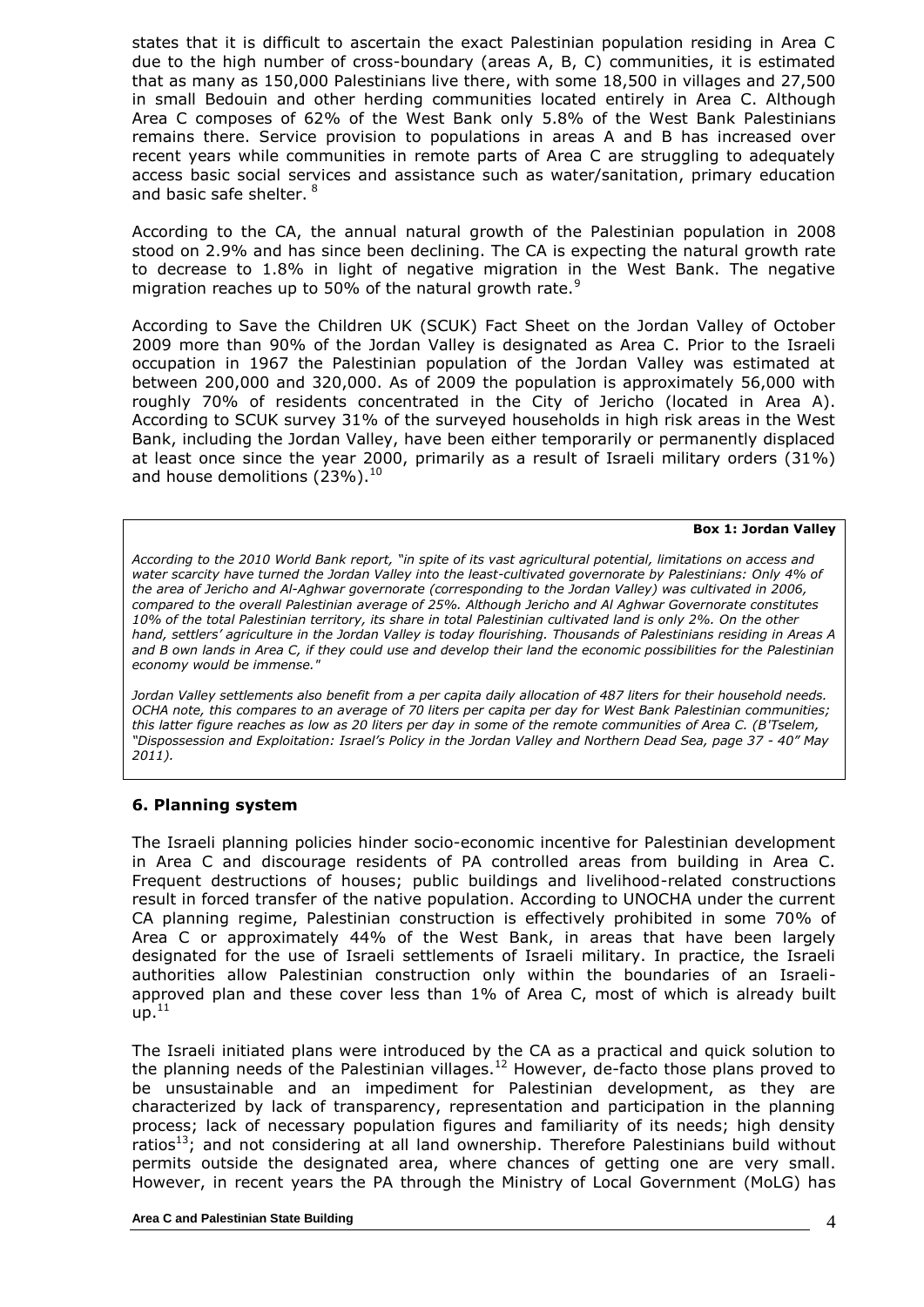states that it is difficult to ascertain the exact Palestinian population residing in Area C due to the high number of cross-boundary (areas A, B, C) communities, it is estimated that as many as 150,000 Palestinians live there, with some 18,500 in villages and 27,500 in small Bedouin and other herding communities located entirely in Area C. Although Area C composes of 62% of the West Bank only 5.8% of the West Bank Palestinians remains there. Service provision to populations in areas A and B has increased over recent years while communities in remote parts of Area C are struggling to adequately access basic social services and assistance such as water/sanitation, primary education and basic safe shelter. [8]

According to the CA, the annual natural growth of the Palestinian population in 2008 stood on 2.9% and has since been declining. The CA is expecting the natural growth rate to decrease to 1.8% in light of negative migration in the West Bank. The negative migration reaches up to 50% of the natural growth rate.[9]

According to Save the Children UK (SCUK) Fact Sheet on the Jordan Valley of October 2009 more than 90% of the Jordan Valley is designated as Area C. Prior to the Israeli occupation in 1967 the Palestinian population of the Jordan Valley was estimated at between 200,000 and 320,000. As of 2009 the population is approximately 56,000 with roughly 70% of residents concentrated in the City of Jericho (located in Area A). According to SCUK survey 31% of the surveyed households in high risk areas in the West Bank, including the Jordan Valley, have been either temporarily or permanently displaced at least once since the year 2000, primarily as a result of Israeli military orders (31%) and house demolitions (23%).[10]

**Box 1: Jordan Valley**

*According to the 2010 World Bank report, "in spite of its vast agricultural potential, limitations on access and water scarcity have turned the Jordan Valley into the least-cultivated governorate by Palestinians: Only 4% of the area of Jericho and Al-Aghwar governorate (corresponding to the Jordan Valley) was cultivated in 2006, compared to the overall Palestinian average of 25%. Although Jericho and Al Aghwar Governorate constitutes 10% of the total Palestinian territory, its share in total Palestinian cultivated land is only 2%. On the other hand, settlers' agriculture in the Jordan Valley is today flourishing. Thousands of Palestinians residing in Areas A and B own lands in Area C, if they could use and develop their land the economic possibilities for the Palestinian economy would be immense."*

*Jordan Valley settlements also benefit from a per capita daily allocation of 487 liters for their household needs. OCHA note, this compares to an average of 70 liters per capita per day for West Bank Palestinian communities; this latter figure reaches as low as 20 liters per day in some of the remote communities of Area C. (B'Tselem, "Dispossession and Exploitation: Israel's Policy in the Jordan Valley and Northern Dead Sea, page 37 - 40" May 2011).*

## 6. Planning system

The Israeli planning policies hinder socio-economic incentive for Palestinian development in Area C and discourage residents of PA controlled areas from building in Area C. Frequent destructions of houses; public buildings and livelihood-related constructions result in forced transfer of the native population. According to UNOCHA under the current CA planning regime, Palestinian construction is effectively prohibited in some 70% of Area C or approximately 44% of the West Bank, in areas that have been largely designated for the use of Israeli settlements of Israeli military. In practice, the Israeli authorities allow Palestinian construction only within the boundaries of an Israeli-approved plan and these cover less than 1% of Area C, most of which is already built up.[11]

The Israeli initiated plans were introduced by the CA as a practical and quick solution to the planning needs of the Palestinian villages.[12] However, de-facto those plans proved to be unsustainable and an impediment for Palestinian development, as they are characterized by lack of transparency, representation and participation in the planning process; lack of necessary population figures and familiarity of its needs; high density ratios[13]; and not considering at all land ownership. Therefore Palestinians build without permits outside the designated area, where chances of getting one are very small. However, in recent years the PA through the Ministry of Local Government (MoLG) has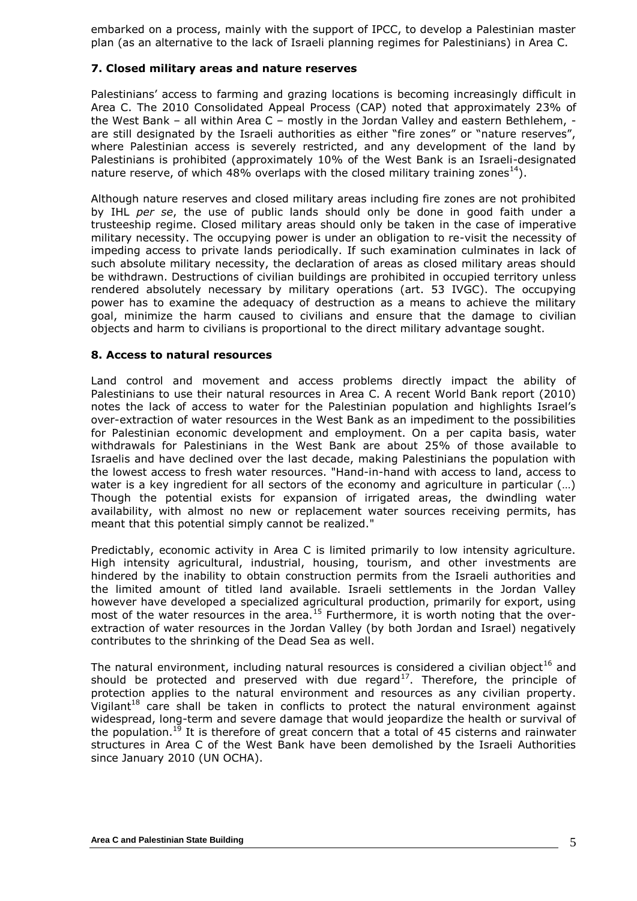embarked on a process, mainly with the support of IPCC, to develop a Palestinian master plan (as an alternative to the lack of Israeli planning regimes for Palestinians) in Area C.

### 7. Closed military areas and nature reserves

Palestinians' access to farming and grazing locations is becoming increasingly difficult in Area C. The 2010 Consolidated Appeal Process (CAP) noted that approximately 23% of the West Bank – all within Area C – mostly in the Jordan Valley and eastern Bethlehem, - are still designated by the Israeli authorities as either "fire zones" or "nature reserves", where Palestinian access is severely restricted, and any development of the land by Palestinians is prohibited (approximately 10% of the West Bank is an Israeli-designated nature reserve, of which 48% overlaps with the closed military training zones[14]).

Although nature reserves and closed military areas including fire zones are not prohibited by IHL *per se*, the use of public lands should only be done in good faith under a trusteeship regime. Closed military areas should only be taken in the case of imperative military necessity. The occupying power is under an obligation to re-visit the necessity of impeding access to private lands periodically. If such examination culminates in lack of such absolute military necessity, the declaration of areas as closed military areas should be withdrawn. Destructions of civilian buildings are prohibited in occupied territory unless rendered absolutely necessary by military operations (art. 53 IVGC). The occupying power has to examine the adequacy of destruction as a means to achieve the military goal, minimize the harm caused to civilians and ensure that the damage to civilian objects and harm to civilians is proportional to the direct military advantage sought.

### 8. Access to natural resources

Land control and movement and access problems directly impact the ability of Palestinians to use their natural resources in Area C. A recent World Bank report (2010) notes the lack of access to water for the Palestinian population and highlights Israel's over-extraction of water resources in the West Bank as an impediment to the possibilities for Palestinian economic development and employment. On a per capita basis, water withdrawals for Palestinians in the West Bank are about 25% of those available to Israelis and have declined over the last decade, making Palestinians the population with the lowest access to fresh water resources. "Hand-in-hand with access to land, access to water is a key ingredient for all sectors of the economy and agriculture in particular (…) Though the potential exists for expansion of irrigated areas, the dwindling water availability, with almost no new or replacement water sources receiving permits, has meant that this potential simply cannot be realized."

Predictably, economic activity in Area C is limited primarily to low intensity agriculture. High intensity agricultural, industrial, housing, tourism, and other investments are hindered by the inability to obtain construction permits from the Israeli authorities and the limited amount of titled land available. Israeli settlements in the Jordan Valley however have developed a specialized agricultural production, primarily for export, using most of the water resources in the area.[15] Furthermore, it is worth noting that the over-extraction of water resources in the Jordan Valley (by both Jordan and Israel) negatively contributes to the shrinking of the Dead Sea as well.

The natural environment, including natural resources is considered a civilian object[16] and should be protected and preserved with due regard[17]. Therefore, the principle of protection applies to the natural environment and resources as any civilian property. Vigilant[18] care shall be taken in conflicts to protect the natural environment against widespread, long-term and severe damage that would jeopardize the health or survival of the population.[19] It is therefore of great concern that a total of 45 cisterns and rainwater structures in Area C of the West Bank have been demolished by the Israeli Authorities since January 2010 (UN OCHA).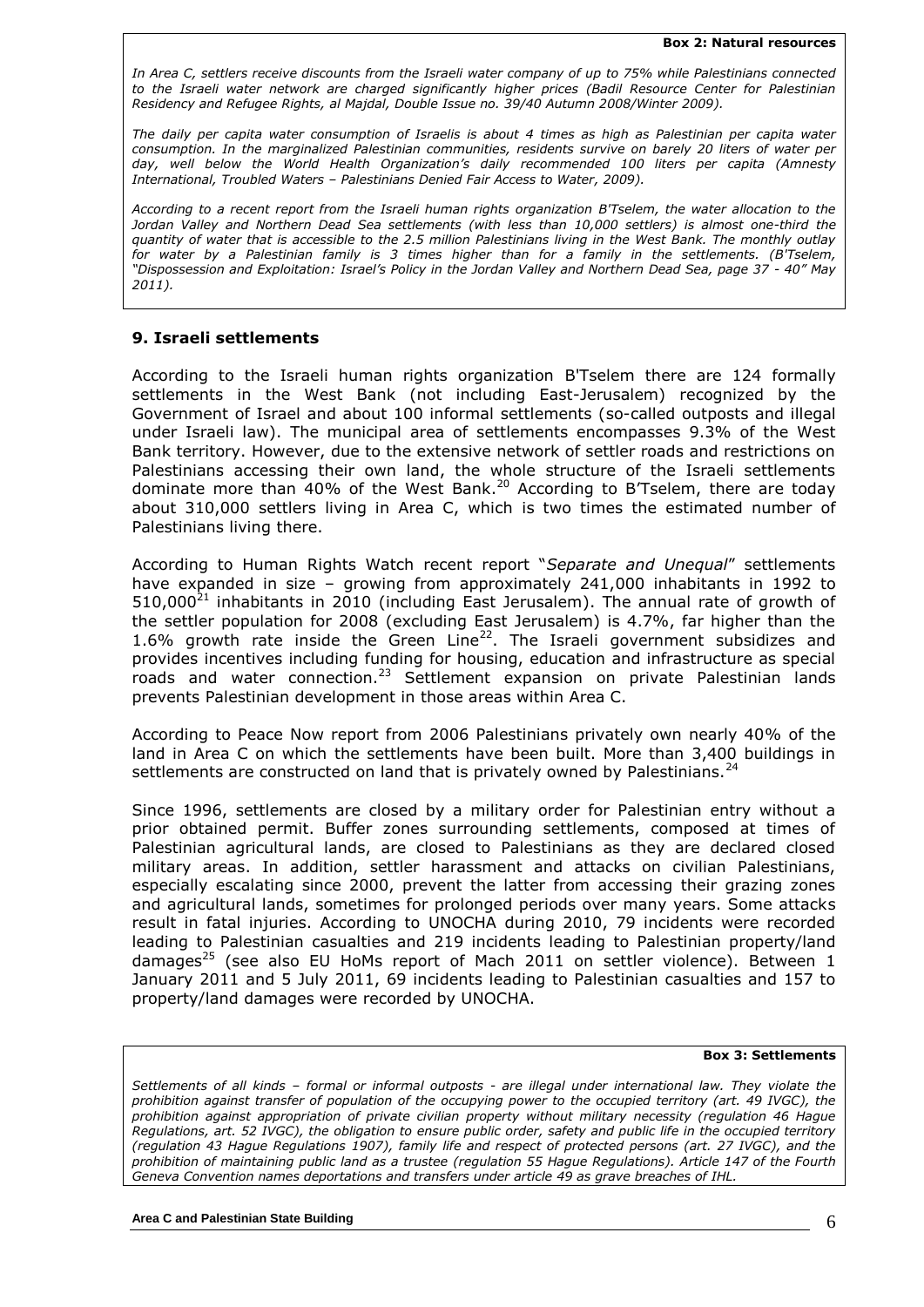**Box 2: Natural resources**

*In Area C, settlers receive discounts from the Israeli water company of up to 75% while Palestinians connected to the Israeli water network are charged significantly higher prices (Badil Resource Center for Palestinian Residency and Refugee Rights, al Majdal, Double Issue no. 39/40 Autumn 2008/Winter 2009).*

*The daily per capita water consumption of Israelis is about 4 times as high as Palestinian per capita water consumption. In the marginalized Palestinian communities, residents survive on barely 20 liters of water per day, well below the World Health Organization's daily recommended 100 liters per capita (Amnesty International, Troubled Waters – Palestinians Denied Fair Access to Water, 2009).*

*According to a recent report from the Israeli human rights organization B'Tselem, the water allocation to the Jordan Valley and Northern Dead Sea settlements (with less than 10,000 settlers) is almost one-third the quantity of water that is accessible to the 2.5 million Palestinians living in the West Bank. The monthly outlay for water by a Palestinian family is 3 times higher than for a family in the settlements. (B'Tselem, "Dispossession and Exploitation: Israel's Policy in the Jordan Valley and Northern Dead Sea, page 37 - 40" May 2011).*

## 9. Israeli settlements

According to the Israeli human rights organization B'Tselem there are 124 formally settlements in the West Bank (not including East-Jerusalem) recognized by the Government of Israel and about 100 informal settlements (so-called outposts and illegal under Israeli law). The municipal area of settlements encompasses 9.3% of the West Bank territory. However, due to the extensive network of settler roads and restrictions on Palestinians accessing their own land, the whole structure of the Israeli settlements dominate more than 40% of the West Bank.[20] According to B'Tselem, there are today about 310,000 settlers living in Area C, which is two times the estimated number of Palestinians living there.

According to Human Rights Watch recent report "*Separate and Unequal*" settlements have expanded in size – growing from approximately 241,000 inhabitants in 1992 to 510,000[21] inhabitants in 2010 (including East Jerusalem). The annual rate of growth of the settler population for 2008 (excluding East Jerusalem) is 4.7%, far higher than the 1.6% growth rate inside the Green Line[22]. The Israeli government subsidizes and provides incentives including funding for housing, education and infrastructure as special roads and water connection.[23] Settlement expansion on private Palestinian lands prevents Palestinian development in those areas within Area C.

According to Peace Now report from 2006 Palestinians privately own nearly 40% of the land in Area C on which the settlements have been built. More than 3,400 buildings in settlements are constructed on land that is privately owned by Palestinians.[24]

Since 1996, settlements are closed by a military order for Palestinian entry without a prior obtained permit. Buffer zones surrounding settlements, composed at times of Palestinian agricultural lands, are closed to Palestinians as they are declared closed military areas. In addition, settler harassment and attacks on civilian Palestinians, especially escalating since 2000, prevent the latter from accessing their grazing zones and agricultural lands, sometimes for prolonged periods over many years. Some attacks result in fatal injuries. According to UNOCHA during 2010, 79 incidents were recorded leading to Palestinian casualties and 219 incidents leading to Palestinian property/land damages[25] (see also EU HoMs report of Mach 2011 on settler violence). Between 1 January 2011 and 5 July 2011, 69 incidents leading to Palestinian casualties and 157 to property/land damages were recorded by UNOCHA.

**Box 3: Settlements**

*Settlements of all kinds – formal or informal outposts - are illegal under international law. They violate the prohibition against transfer of population of the occupying power to the occupied territory (art. 49 IVGC), the prohibition against appropriation of private civilian property without military necessity (regulation 46 Hague Regulations, art. 52 IVGC), the obligation to ensure public order, safety and public life in the occupied territory (regulation 43 Hague Regulations 1907), family life and respect of protected persons (art. 27 IVGC), and the prohibition of maintaining public land as a trustee (regulation 55 Hague Regulations). Article 147 of the Fourth Geneva Convention names deportations and transfers under article 49 as grave breaches of IHL.*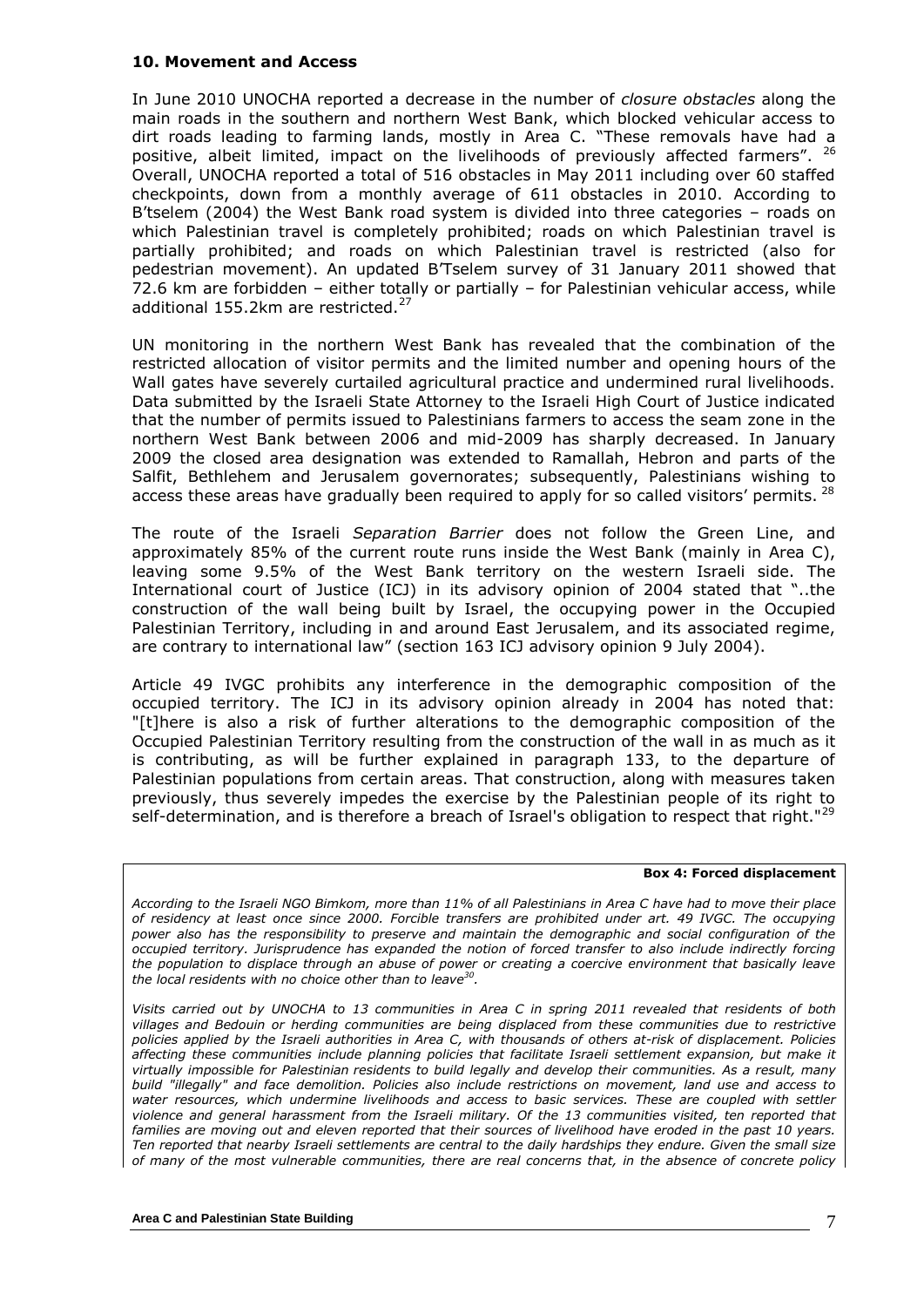**10. Movement and Access**

In June 2010 UNOCHA reported a decrease in the number of *closure obstacles* along the main roads in the southern and northern West Bank, which blocked vehicular access to dirt roads leading to farming lands, mostly in Area C. "These removals have had a positive, albeit limited, impact on the livelihoods of previously affected farmers". [26] Overall, UNOCHA reported a total of 516 obstacles in May 2011 including over 60 staffed checkpoints, down from a monthly average of 611 obstacles in 2010. According to B'tselem (2004) the West Bank road system is divided into three categories – roads on which Palestinian travel is completely prohibited; roads on which Palestinian travel is partially prohibited; and roads on which Palestinian travel is restricted (also for pedestrian movement). An updated B'Tselem survey of 31 January 2011 showed that 72.6 km are forbidden – either totally or partially – for Palestinian vehicular access, while additional 155.2km are restricted.[27]

UN monitoring in the northern West Bank has revealed that the combination of the restricted allocation of visitor permits and the limited number and opening hours of the Wall gates have severely curtailed agricultural practice and undermined rural livelihoods. Data submitted by the Israeli State Attorney to the Israeli High Court of Justice indicated that the number of permits issued to Palestinians farmers to access the seam zone in the northern West Bank between 2006 and mid-2009 has sharply decreased. In January 2009 the closed area designation was extended to Ramallah, Hebron and parts of the Salfit, Bethlehem and Jerusalem governorates; subsequently, Palestinians wishing to access these areas have gradually been required to apply for so called visitors' permits. [28]

The route of the Israeli *Separation Barrier* does not follow the Green Line, and approximately 85% of the current route runs inside the West Bank (mainly in Area C), leaving some 9.5% of the West Bank territory on the western Israeli side. The International court of Justice (ICJ) in its advisory opinion of 2004 stated that "..the construction of the wall being built by Israel, the occupying power in the Occupied Palestinian Territory, including in and around East Jerusalem, and its associated regime, are contrary to international law" (section 163 ICJ advisory opinion 9 July 2004).

Article 49 IVGC prohibits any interference in the demographic composition of the occupied territory. The ICJ in its advisory opinion already in 2004 has noted that: "[t]here is also a risk of further alterations to the demographic composition of the Occupied Palestinian Territory resulting from the construction of the wall in as much as it is contributing, as will be further explained in paragraph 133, to the departure of Palestinian populations from certain areas. That construction, along with measures taken previously, thus severely impedes the exercise by the Palestinian people of its right to self-determination, and is therefore a breach of Israel's obligation to respect that right."[29]

**Box 4: Forced displacement**

*According to the Israeli NGO Bimkom, more than 11% of all Palestinians in Area C have had to move their place of residency at least once since 2000. Forcible transfers are prohibited under art. 49 IVGC. The occupying power also has the responsibility to preserve and maintain the demographic and social configuration of the occupied territory. Jurisprudence has expanded the notion of forced transfer to also include indirectly forcing the population to displace through an abuse of power or creating a coercive environment that basically leave the local residents with no choice other than to leave[30].*

*Visits carried out by UNOCHA to 13 communities in Area C in spring 2011 revealed that residents of both villages and Bedouin or herding communities are being displaced from these communities due to restrictive policies applied by the Israeli authorities in Area C, with thousands of others at-risk of displacement. Policies affecting these communities include planning policies that facilitate Israeli settlement expansion, but make it virtually impossible for Palestinian residents to build legally and develop their communities. As a result, many build "illegally" and face demolition. Policies also include restrictions on movement, land use and access to water resources, which undermine livelihoods and access to basic services. These are coupled with settler violence and general harassment from the Israeli military. Of the 13 communities visited, ten reported that families are moving out and eleven reported that their sources of livelihood have eroded in the past 10 years. Ten reported that nearby Israeli settlements are central to the daily hardships they endure. Given the small size of many of the most vulnerable communities, there are real concerns that, in the absence of concrete policy*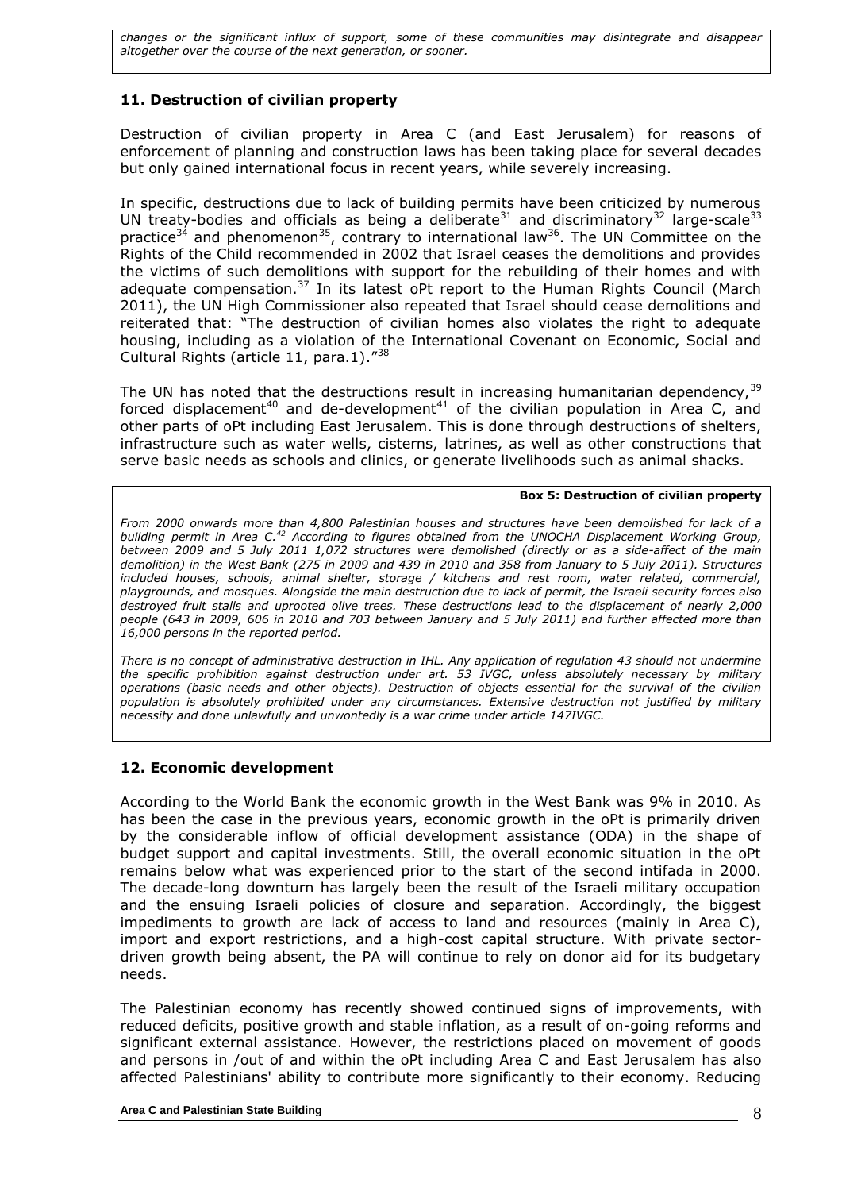*changes or the significant influx of support, some of these communities may disintegrate and disappear altogether over the course of the next generation, or sooner.*

### 11. Destruction of civilian property

Destruction of civilian property in Area C (and East Jerusalem) for reasons of enforcement of planning and construction laws has been taking place for several decades but only gained international focus in recent years, while severely increasing.

In specific, destructions due to lack of building permits have been criticized by numerous UN treaty-bodies and officials as being a deliberate[31] and discriminatory[32] large-scale[33] practice[34] and phenomenon[35], contrary to international law[36]. The UN Committee on the Rights of the Child recommended in 2002 that Israel ceases the demolitions and provides the victims of such demolitions with support for the rebuilding of their homes and with adequate compensation.[37] In its latest oPt report to the Human Rights Council (March 2011), the UN High Commissioner also repeated that Israel should cease demolitions and reiterated that: "The destruction of civilian homes also violates the right to adequate housing, including as a violation of the International Covenant on Economic, Social and Cultural Rights (article 11, para.1)."[38]

The UN has noted that the destructions result in increasing humanitarian dependency,[39] forced displacement[40] and de-development[41] of the civilian population in Area C, and other parts of oPt including East Jerusalem. This is done through destructions of shelters, infrastructure such as water wells, cisterns, latrines, as well as other constructions that serve basic needs as schools and clinics, or generate livelihoods such as animal shacks.

**Box 5: Destruction of civilian property**

*From 2000 onwards more than 4,800 Palestinian houses and structures have been demolished for lack of a building permit in Area C.[42] According to figures obtained from the UNOCHA Displacement Working Group, between 2009 and 5 July 2011 1,072 structures were demolished (directly or as a side-affect of the main demolition) in the West Bank (275 in 2009 and 439 in 2010 and 358 from January to 5 July 2011). Structures included houses, schools, animal shelter, storage / kitchens and rest room, water related, commercial, playgrounds, and mosques. Alongside the main destruction due to lack of permit, the Israeli security forces also destroyed fruit stalls and uprooted olive trees. These destructions lead to the displacement of nearly 2,000 people (643 in 2009, 606 in 2010 and 703 between January and 5 July 2011) and further affected more than 16,000 persons in the reported period.*

*There is no concept of administrative destruction in IHL. Any application of regulation 43 should not undermine the specific prohibition against destruction under art. 53 IVGC, unless absolutely necessary by military operations (basic needs and other objects). Destruction of objects essential for the survival of the civilian population is absolutely prohibited under any circumstances. Extensive destruction not justified by military necessity and done unlawfully and unwontedly is a war crime under article 147IVGC.*

### 12. Economic development

According to the World Bank the economic growth in the West Bank was 9% in 2010. As has been the case in the previous years, economic growth in the oPt is primarily driven by the considerable inflow of official development assistance (ODA) in the shape of budget support and capital investments. Still, the overall economic situation in the oPt remains below what was experienced prior to the start of the second intifada in 2000. The decade-long downturn has largely been the result of the Israeli military occupation and the ensuing Israeli policies of closure and separation. Accordingly, the biggest impediments to growth are lack of access to land and resources (mainly in Area C), import and export restrictions, and a high-cost capital structure. With private sector-driven growth being absent, the PA will continue to rely on donor aid for its budgetary needs.

The Palestinian economy has recently showed continued signs of improvements, with reduced deficits, positive growth and stable inflation, as a result of on-going reforms and significant external assistance. However, the restrictions placed on movement of goods and persons in /out of and within the oPt including Area C and East Jerusalem has also affected Palestinians' ability to contribute more significantly to their economy. Reducing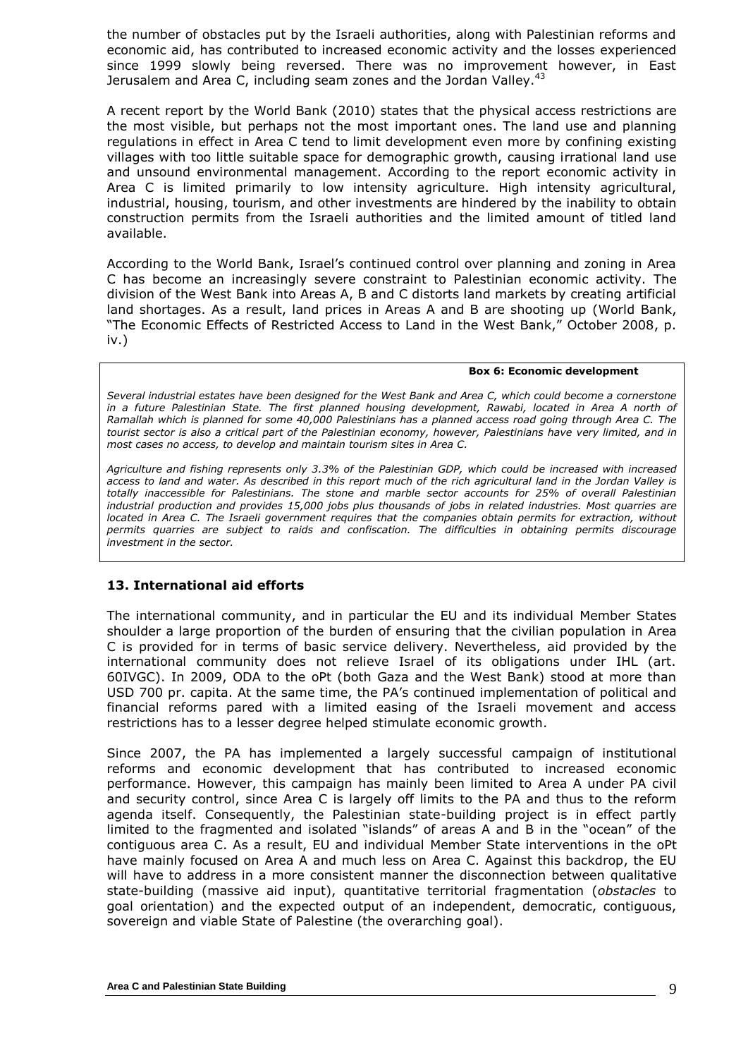the number of obstacles put by the Israeli authorities, along with Palestinian reforms and economic aid, has contributed to increased economic activity and the losses experienced since 1999 slowly being reversed. There was no improvement however, in East Jerusalem and Area C, including seam zones and the Jordan Valley.[43]

A recent report by the World Bank (2010) states that the physical access restrictions are the most visible, but perhaps not the most important ones. The land use and planning regulations in effect in Area C tend to limit development even more by confining existing villages with too little suitable space for demographic growth, causing irrational land use and unsound environmental management. According to the report economic activity in Area C is limited primarily to low intensity agriculture. High intensity agricultural, industrial, housing, tourism, and other investments are hindered by the inability to obtain construction permits from the Israeli authorities and the limited amount of titled land available.

According to the World Bank, Israel's continued control over planning and zoning in Area C has become an increasingly severe constraint to Palestinian economic activity. The division of the West Bank into Areas A, B and C distorts land markets by creating artificial land shortages. As a result, land prices in Areas A and B are shooting up (World Bank, "The Economic Effects of Restricted Access to Land in the West Bank," October 2008, p. iv.)

**Box 6: Economic development**

*Several industrial estates have been designed for the West Bank and Area C, which could become a cornerstone in a future Palestinian State. The first planned housing development, Rawabi, located in Area A north of Ramallah which is planned for some 40,000 Palestinians has a planned access road going through Area C. The tourist sector is also a critical part of the Palestinian economy, however, Palestinians have very limited, and in most cases no access, to develop and maintain tourism sites in Area C.*

*Agriculture and fishing represents only 3.3% of the Palestinian GDP, which could be increased with increased access to land and water. As described in this report much of the rich agricultural land in the Jordan Valley is totally inaccessible for Palestinians. The stone and marble sector accounts for 25% of overall Palestinian industrial production and provides 15,000 jobs plus thousands of jobs in related industries. Most quarries are located in Area C. The Israeli government requires that the companies obtain permits for extraction, without permits quarries are subject to raids and confiscation. The difficulties in obtaining permits discourage investment in the sector.*

### 13. International aid efforts

The international community, and in particular the EU and its individual Member States shoulder a large proportion of the burden of ensuring that the civilian population in Area C is provided for in terms of basic service delivery. Nevertheless, aid provided by the international community does not relieve Israel of its obligations under IHL (art. 60IVGC). In 2009, ODA to the oPt (both Gaza and the West Bank) stood at more than USD 700 pr. capita. At the same time, the PA's continued implementation of political and financial reforms pared with a limited easing of the Israeli movement and access restrictions has to a lesser degree helped stimulate economic growth.

Since 2007, the PA has implemented a largely successful campaign of institutional reforms and economic development that has contributed to increased economic performance. However, this campaign has mainly been limited to Area A under PA civil and security control, since Area C is largely off limits to the PA and thus to the reform agenda itself. Consequently, the Palestinian state-building project is in effect partly limited to the fragmented and isolated "islands" of areas A and B in the "ocean" of the contiguous area C. As a result, EU and individual Member State interventions in the oPt have mainly focused on Area A and much less on Area C. Against this backdrop, the EU will have to address in a more consistent manner the disconnection between qualitative state-building (massive aid input), quantitative territorial fragmentation (*obstacles* to goal orientation) and the expected output of an independent, democratic, contiguous, sovereign and viable State of Palestine (the overarching goal).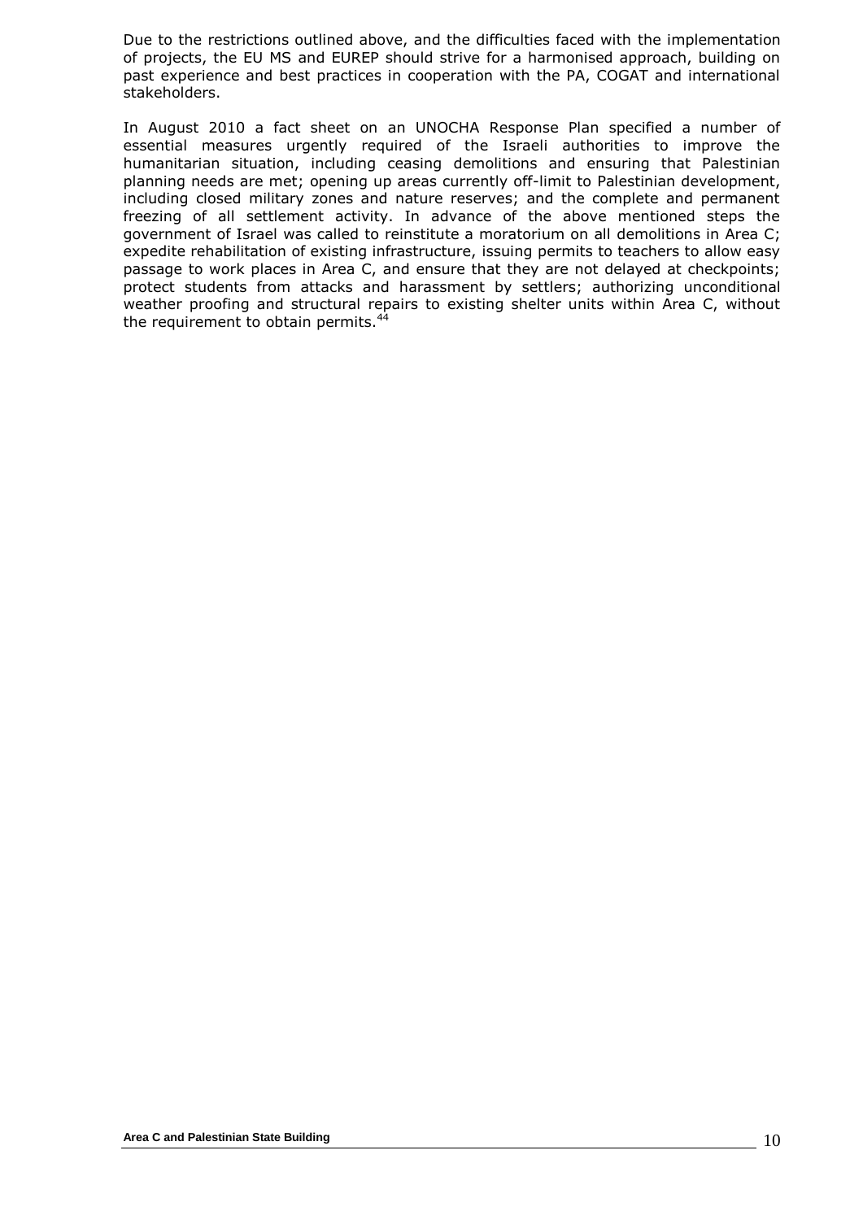Due to the restrictions outlined above, and the difficulties faced with the implementation of projects, the EU MS and EUREP should strive for a harmonised approach, building on past experience and best practices in cooperation with the PA, COGAT and international stakeholders.

In August 2010 a fact sheet on an UNOCHA Response Plan specified a number of essential measures urgently required of the Israeli authorities to improve the humanitarian situation, including ceasing demolitions and ensuring that Palestinian planning needs are met; opening up areas currently off-limit to Palestinian development, including closed military zones and nature reserves; and the complete and permanent freezing of all settlement activity. In advance of the above mentioned steps the government of Israel was called to reinstitute a moratorium on all demolitions in Area C; expedite rehabilitation of existing infrastructure, issuing permits to teachers to allow easy passage to work places in Area C, and ensure that they are not delayed at checkpoints; protect students from attacks and harassment by settlers; authorizing unconditional weather proofing and structural repairs to existing shelter units within Area C, without the requirement to obtain permits.[44]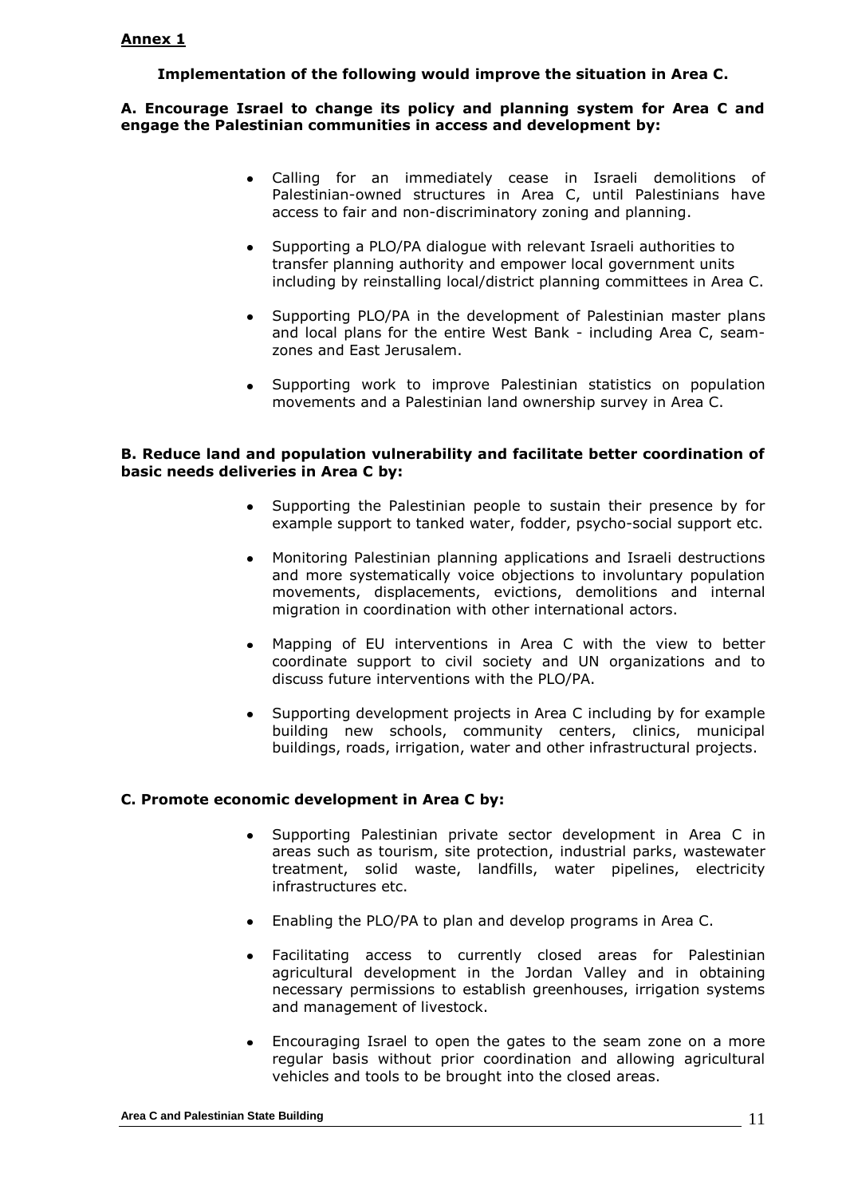**Annex 1**

**Implementation of the following would improve the situation in Area C.**

**A. Encourage Israel to change its policy and planning system for Area C and engage the Palestinian communities in access and development by:**

- Calling for an immediately cease in Israeli demolitions of Palestinian-owned structures in Area C, until Palestinians have access to fair and non-discriminatory zoning and planning.
- Supporting a PLO/PA dialogue with relevant Israeli authorities to transfer planning authority and empower local government units including by reinstalling local/district planning committees in Area C.
- Supporting PLO/PA in the development of Palestinian master plans and local plans for the entire West Bank - including Area C, seam-zones and East Jerusalem.
- Supporting work to improve Palestinian statistics on population movements and a Palestinian land ownership survey in Area C.

**B. Reduce land and population vulnerability and facilitate better coordination of basic needs deliveries in Area C by:**

- Supporting the Palestinian people to sustain their presence by for example support to tanked water, fodder, psycho-social support etc.
- Monitoring Palestinian planning applications and Israeli destructions and more systematically voice objections to involuntary population movements, displacements, evictions, demolitions and internal migration in coordination with other international actors.
- Mapping of EU interventions in Area C with the view to better coordinate support to civil society and UN organizations and to discuss future interventions with the PLO/PA.
- Supporting development projects in Area C including by for example building new schools, community centers, clinics, municipal buildings, roads, irrigation, water and other infrastructural projects.

**C. Promote economic development in Area C by:**

- Supporting Palestinian private sector development in Area C in areas such as tourism, site protection, industrial parks, wastewater treatment, solid waste, landfills, water pipelines, electricity infrastructures etc.
- Enabling the PLO/PA to plan and develop programs in Area C.
- Facilitating access to currently closed areas for Palestinian agricultural development in the Jordan Valley and in obtaining necessary permissions to establish greenhouses, irrigation systems and management of livestock.
- Encouraging Israel to open the gates to the seam zone on a more regular basis without prior coordination and allowing agricultural vehicles and tools to be brought into the closed areas.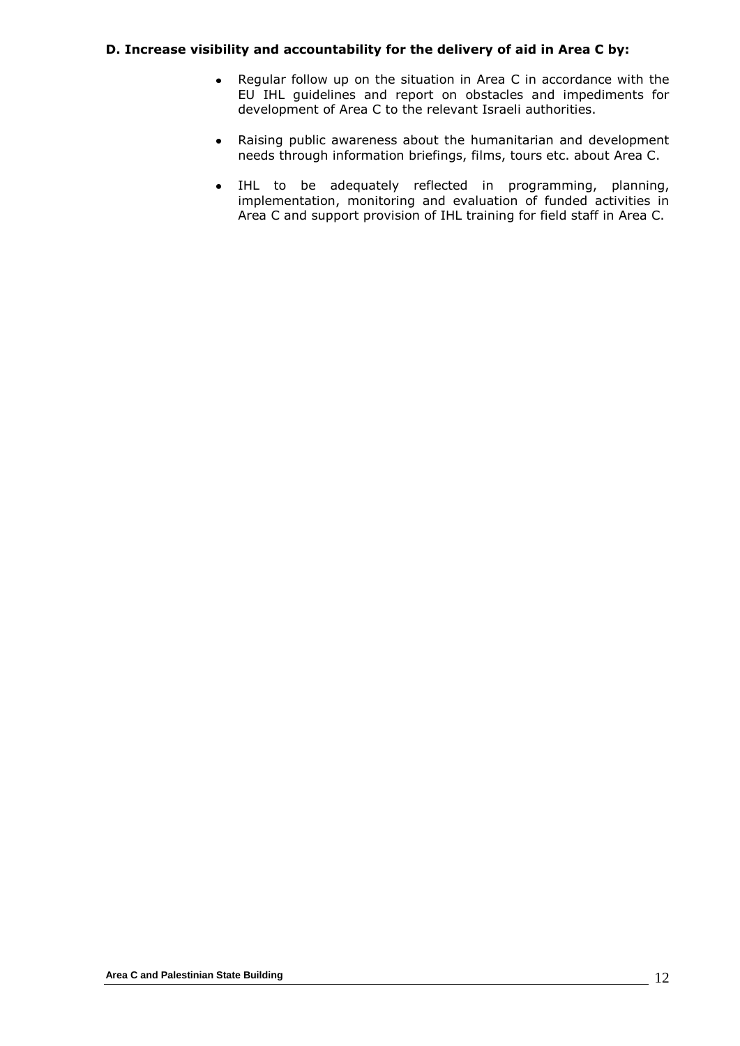**D. Increase visibility and accountability for the delivery of aid in Area C by:**

- Regular follow up on the situation in Area C in accordance with the EU IHL guidelines and report on obstacles and impediments for development of Area C to the relevant Israeli authorities.

- Raising public awareness about the humanitarian and development needs through information briefings, films, tours etc. about Area C.

- IHL to be adequately reflected in programming, planning, implementation, monitoring and evaluation of funded activities in Area C and support provision of IHL training for field staff in Area C.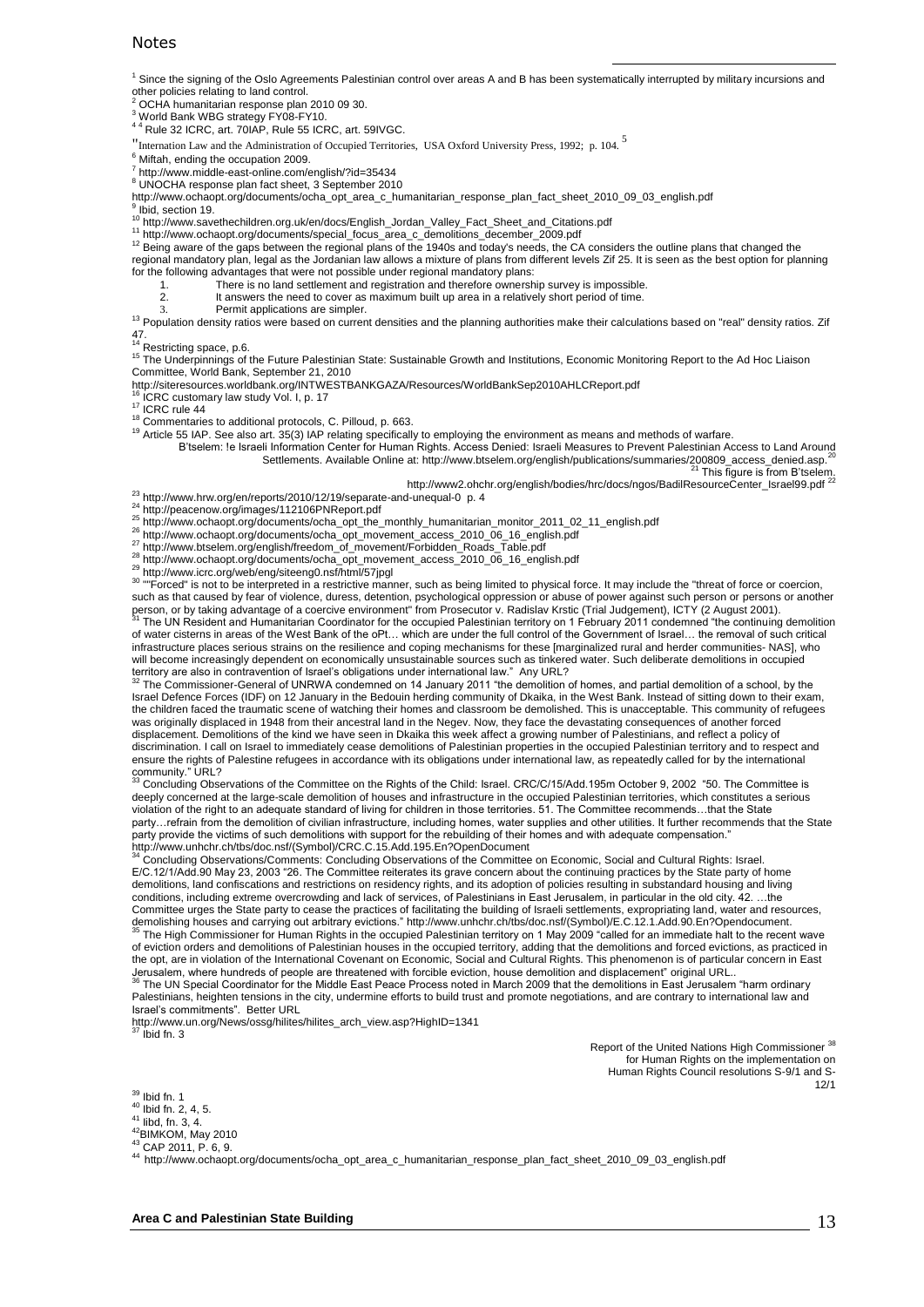# Notes

[1] Since the signing of the Oslo Agreements Palestinian control over areas A and B has been systematically interrupted by military incursions and other policies relating to land control.

[2] OCHA humanitarian response plan 2010 09 30.

[3] World Bank WBG strategy FY08-FY10.

[4 4] Rule 32 ICRC, art. 70IAP, Rule 55 ICRC, art. 59IVGC.

"Internation Law and the Administration of Occupied Territories, USA Oxford University Press, 1992; p. 104. [5]

[6] Miftah, ending the occupation 2009.

[7] http://www.middle-east-online.com/english/?id=35434

[8] UNOCHA response plan fact sheet, 3 September 2010
http://www.ochaopt.org/documents/ocha_opt_area_c_humanitarian_response_plan_fact_sheet_2010_09_03_english.pdf

[9] Ibid, section 19.

[10] http://www.savethechildren.org.uk/en/docs/English_Jordan_Valley_Fact_Sheet_and_Citations.pdf

[11] http://www.ochaopt.org/documents/special_focus_area_c_demolitions_december_2009.pdf

[12] Being aware of the gaps between the regional plans of the 1940s and today's needs, the CA considers the outline plans that changed the regional mandatory plan, legal as the Jordanian law allows a mixture of plans from different levels Zif 25. It is seen as the best option for planning for the following advantages that were not possible under regional mandatory plans:

1. There is no land settlement and registration and therefore ownership survey is impossible.
2. It answers the need to cover as maximum built up area in a relatively short period of time.
3. Permit applications are simpler.

[13] Population density ratios were based on current densities and the planning authorities make their calculations based on "real" density ratios. Zif 47.

[14] Restricting space, p.6.

[15] The Underpinnings of the Future Palestinian State: Sustainable Growth and Institutions, Economic Monitoring Report to the Ad Hoc Liaison Committee, World Bank, September 21, 2010
http://siteresources.worldbank.org/INTWESTBANKGAZA/Resources/WorldBankSep2010AHLCReport.pdf

[16] ICRC customary law study Vol. I, p. 17

[17] ICRC rule 44

[18] Commentaries to additional protocols, C. Pilloud, p. 663.

[19] Article 55 IAP. See also art. 35(3) IAP relating specifically to employing the environment as means and methods of warfare.

B'tselem: !e Israeli Information Center for Human Rights. Access Denied: Israeli Measures to Prevent Palestinian Access to Land Around Settlements. Available Online at: http://www.btselem.org/english/publications/summaries/200809_access_denied.asp.[20]

[21] This figure is from B'tselem.

http://www2.ohchr.org/english/bodies/hrc/docs/ngos/BadilResourceCenter_Israel99.pdf [22]

[23] http://www.hrw.org/en/reports/2010/12/19/separate-and-unequal-0 p. 4

[24] http://peacenow.org/images/112106PNReport.pdf

[25] http://www.ochaopt.org/documents/ocha_opt_the_monthly_humanitarian_monitor_2011_02_11_english.pdf

[26] http://www.ochaopt.org/documents/ocha_opt_movement_access_2010_06_16_english.pdf

[27] http://www.btselem.org/english/freedom_of_movement/Forbidden_Roads_Table.pdf

[28] http://www.ochaopt.org/documents/ocha_opt_movement_access_2010_06_16_english.pdf

[29] http://www.icrc.org/web/eng/siteeng0.nsf/html/57jpgl

[30] ""Forced" is not to be interpreted in a restrictive manner, such as being limited to physical force. It may include the "threat of force or coercion, such as that caused by fear of violence, duress, detention, psychological oppression or abuse of power against such person or persons or another person, or by taking advantage of a coercive environment" from Prosecutor v. Radislav Krstic (Trial Judgement), ICTY (2 August 2001).

[31] The UN Resident and Humanitarian Coordinator for the occupied Palestinian territory on 1 February 2011 condemned "the continuing demolition of water cisterns in areas of the West Bank of the oPt… which are under the full control of the Government of Israel… the removal of such critical infrastructure places serious strains on the resilience and coping mechanisms for these [marginalized rural and herder communities- NAS], who will become increasingly dependent on economically unsustainable sources such as tinkered water. Such deliberate demolitions in occupied territory are also in contravention of Israel's obligations under international law." Any URL?

[32] The Commissioner-General of UNRWA condemned on 14 January 2011 "the demolition of homes, and partial demolition of a school, by the Israel Defence Forces (IDF) on 12 January in the Bedouin herding community of Dkaika, in the West Bank. Instead of sitting down to their exam, the children faced the traumatic scene of watching their homes and classroom be demolished. This is unacceptable. This community of refugees was originally displaced in 1948 from their ancestral land in the Negev. Now, they face the devastating consequences of another forced displacement. Demolitions of the kind we have seen in Dkaika this week affect a growing number of Palestinians, and reflect a policy of discrimination. I call on Israel to immediately cease demolitions of Palestinian properties in the occupied Palestinian territory and to respect and ensure the rights of Palestine refugees in accordance with its obligations under international law, as repeatedly called for by the international community." URL?

[33] Concluding Observations of the Committee on the Rights of the Child: Israel. CRC/C/15/Add.195m October 9, 2002 "50. The Committee is deeply concerned at the large-scale demolition of houses and infrastructure in the occupied Palestinian territories, which constitutes a serious violation of the right to an adequate standard of living for children in those territories. 51. The Committee recommends…that the State party…refrain from the demolition of civilian infrastructure, including homes, water supplies and other utilities. It further recommends that the State party provide the victims of such demolitions with support for the rebuilding of their homes and with adequate compensation."
http://www.unhchr.ch/tbs/doc.nsf/(Symbol)/CRC.C.15.Add.195.En?OpenDocument

[34] Concluding Observations/Comments: Concluding Observations of the Committee on Economic, Social and Cultural Rights: Israel. E/C.12/1/Add.90 May 23, 2003 "26. The Committee reiterates its grave concern about the continuing practices by the State party of home demolitions, land confiscations and restrictions on residency rights, and its adoption of policies resulting in substandard housing and living conditions, including extreme overcrowding and lack of services, of Palestinians in East Jerusalem, in particular in the old city. 42. …the Committee urges the State party to cease the practices of facilitating the building of Israeli settlements, expropriating land, water and resources, demolishing houses and carrying out arbitrary evictions." http://www.unhchr.ch/tbs/doc.nsf/(Symbol)/E.C.12.1.Add.90.En?Opendocument.

[35] The High Commissioner for Human Rights in the occupied Palestinian territory on 1 May 2009 "called for an immediate halt to the recent wave of eviction orders and demolitions of Palestinian houses in the occupied territory, adding that the demolitions and forced evictions, as practiced in the opt, are in violation of the International Covenant on Economic, Social and Cultural Rights. This phenomenon is of particular concern in East Jerusalem, where hundreds of people are threatened with forcible eviction, house demolition and displacement" original URL..

[36] The UN Special Coordinator for the Middle East Peace Process noted in March 2009 that the demolitions in East Jerusalem "harm ordinary Palestinians, heighten tensions in the city, undermine efforts to build trust and promote negotiations, and are contrary to international law and Israel's commitments". Better URL
http://www.un.org/News/ossg/hilites/hilites_arch_view.asp?HighID=1341

[37] Ibid fn. 3

Report of the United Nations High Commissioner [38] for Human Rights on the implementation on Human Rights Council resolutions S-9/1 and S-12/1

[39] Ibid fn. 1

[40] Ibid fn. 2, 4, 5.

[41] Iibd, fn. 3, 4.

[42] BIMKOM, May 2010

[43] CAP 2011, P. 6, 9.

[44] http://www.ochaopt.org/documents/ocha_opt_area_c_humanitarian_response_plan_fact_sheet_2010_09_03_english.pdf